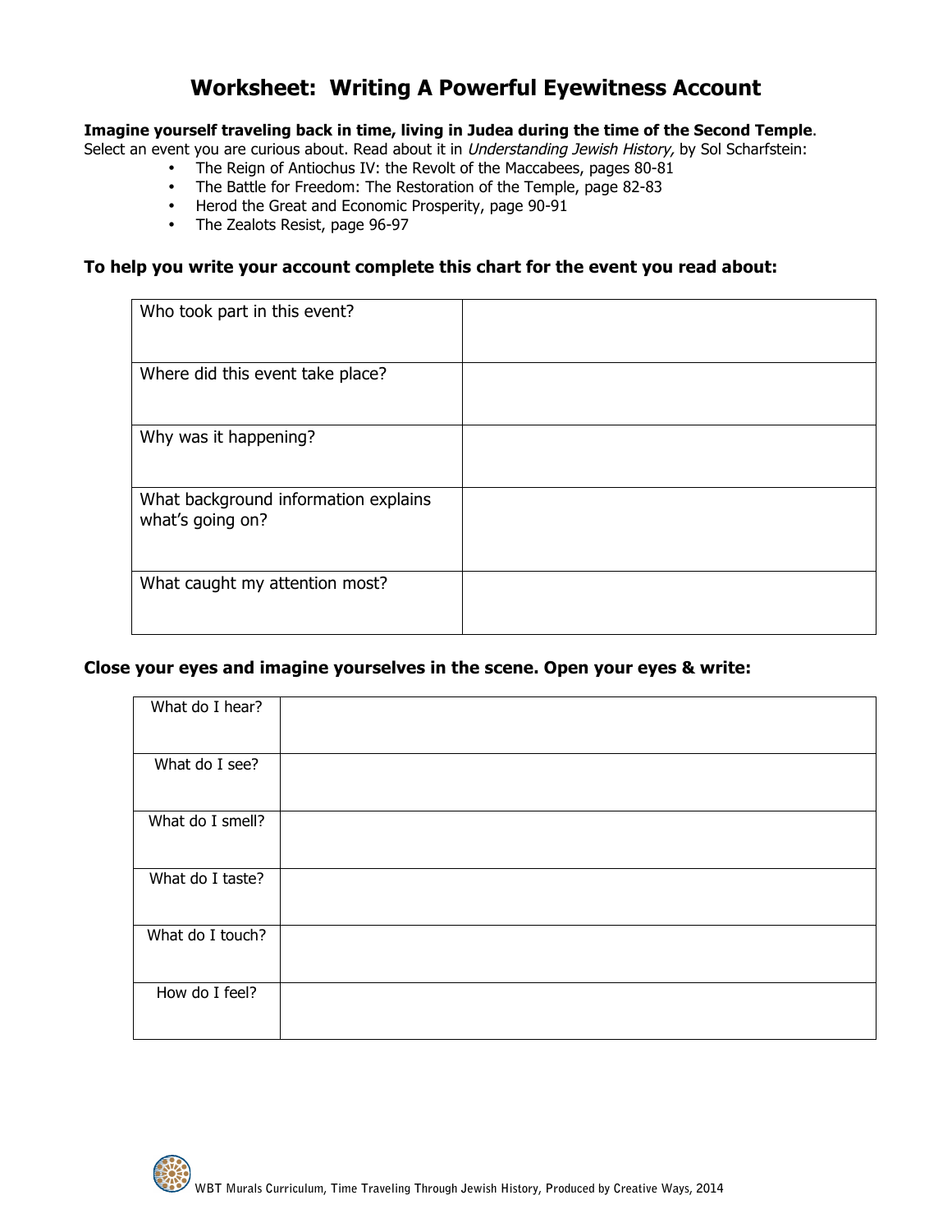# Worksheet: Writing A Powerful Eyewitness Account

**Imagine yourself traveling back in time, living in Judea during the time of the Second Temple**.
Select an event you are curious about. Read about it in *Understanding Jewish History,* by Sol Scharfstein:

- The Reign of Antiochus IV: the Revolt of the Maccabees, pages 80-81
- The Battle for Freedom: The Restoration of the Temple, page 82-83
- Herod the Great and Economic Prosperity, page 90-91
- The Zealots Resist, page 96-97

**To help you write your account complete this chart for the event you read about:**

| | |
|---|---|
| Who took part in this event? | |
| Where did this event take place? | |
| Why was it happening? | |
| What background information explains what's going on? | |
| What caught my attention most? | |

**Close your eyes and imagine yourselves in the scene. Open your eyes & write:**

| | |
|---|---|
| What do I hear? | |
| What do I see? | |
| What do I smell? | |
| What do I taste? | |
| What do I touch? | |
| How do I feel? | |

WBT Murals Curriculum, Time Traveling Through Jewish History, Produced by Creative Ways, 2014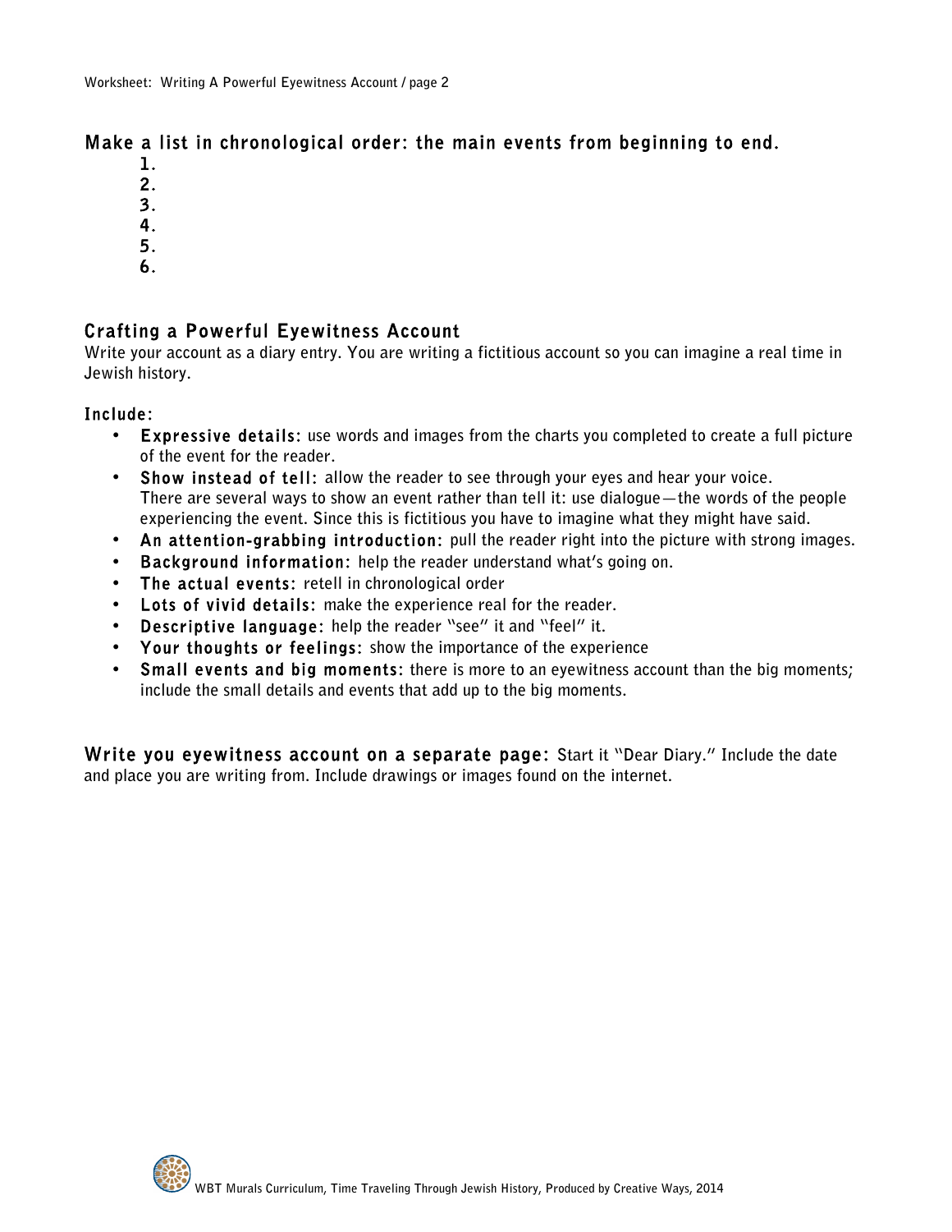## Make a list in chronological order: the main events from beginning to end.

1.
2.
3.
4.
5.
6.

## Crafting a Powerful Eyewitness Account

Write your account as a diary entry. You are writing a fictitious account so you can imagine a real time in Jewish history.

### Include:

- **Expressive details:** use words and images from the charts you completed to create a full picture of the event for the reader.
- **Show instead of tell:** allow the reader to see through your eyes and hear your voice. There are several ways to show an event rather than tell it: use dialogue—the words of the people experiencing the event. Since this is fictitious you have to imagine what they might have said.
- **An attention-grabbing introduction:** pull the reader right into the picture with strong images.
- **Background information:** help the reader understand what's going on.
- **The actual events:** retell in chronological order
- **Lots of vivid details:** make the experience real for the reader.
- **Descriptive language:** help the reader "see" it and "feel" it.
- **Your thoughts or feelings:** show the importance of the experience
- **Small events and big moments:** there is more to an eyewitness account than the big moments; include the small details and events that add up to the big moments.

**Write you eyewitness account on a separate page:** Start it "Dear Diary." Include the date and place you are writing from. Include drawings or images found on the internet.